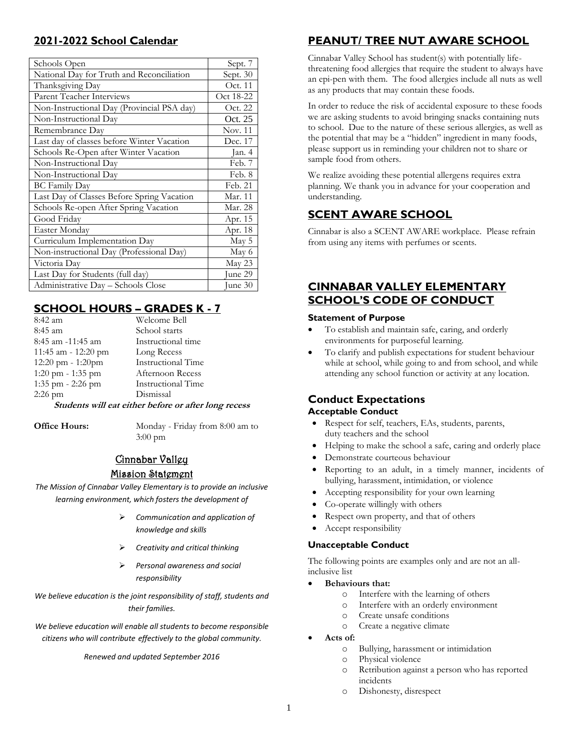## 2021-2022 School Calendar

| | |
|---|---|
| Schools Open | Sept. 7 |
| National Day for Truth and Reconciliation | Sept. 30 |
| Thanksgiving Day | Oct. 11 |
| Parent Teacher Interviews | Oct 18-22 |
| Non-Instructional Day (Provincial PSA day) | Oct. 22 |
| Non-Instructional Day | Oct. 25 |
| Remembrance Day | Nov. 11 |
| Last day of classes before Winter Vacation | Dec. 17 |
| Schools Re-Open after Winter Vacation | Jan. 4 |
| Non-Instructional Day | Feb. 7 |
| Non-Instructional Day | Feb. 8 |
| BC Family Day | Feb. 21 |
| Last Day of Classes Before Spring Vacation | Mar. 11 |
| Schools Re-open After Spring Vacation | Mar. 28 |
| Good Friday | Apr. 15 |
| Easter Monday | Apr. 18 |
| Curriculum Implementation Day | May 5 |
| Non-instructional Day (Professional Day) | May 6 |
| Victoria Day | May 23 |
| Last Day for Students (full day) | June 29 |
| Administrative Day – Schools Close | June 30 |

## SCHOOL HOURS – GRADES K - 7

| | |
|---|---|
| 8:42 am | Welcome Bell |
| 8:45 am | School starts |
| 8:45 am -11:45 am | Instructional time |
| 11:45 am - 12:20 pm | Long Recess |
| 12:20 pm - 1:20pm | Instructional Time |
| 1:20 pm - 1:35 pm | Afternoon Recess |
| 1:35 pm - 2:26 pm | Instructional Time |
| 2:26 pm | Dismissal |

***Students will eat either before or after long recess***

**Office Hours:** Monday - Friday from 8:00 am to 3:00 pm

### Cinnabar Valley Mission Statement

*The Mission of Cinnabar Valley Elementary is to provide an inclusive learning environment, which fosters the development of*

- *Communication and application of knowledge and skills*
- *Creativity and critical thinking*
- *Personal awareness and social responsibility*

*We believe education is the joint responsibility of staff, students and their families.*

*We believe education will enable all students to become responsible citizens who will contribute effectively to the global community.*

*Renewed and updated September 2016*

## PEANUT/ TREE NUT AWARE SCHOOL

Cinnabar Valley School has student(s) with potentially life-threatening food allergies that require the student to always have an epi-pen with them. The food allergies include all nuts as well as any products that may contain these foods.

In order to reduce the risk of accidental exposure to these foods we are asking students to avoid bringing snacks containing nuts to school. Due to the nature of these serious allergies, as well as the potential that may be a "hidden" ingredient in many foods, please support us in reminding your children not to share or sample food from others.

We realize avoiding these potential allergens requires extra planning. We thank you in advance for your cooperation and understanding.

## SCENT AWARE SCHOOL

Cinnabar is also a SCENT AWARE workplace. Please refrain from using any items with perfumes or scents.

## CINNABAR VALLEY ELEMENTARY SCHOOL'S CODE OF CONDUCT

#### Statement of Purpose

- To establish and maintain safe, caring, and orderly environments for purposeful learning.
- To clarify and publish expectations for student behaviour while at school, while going to and from school, and while attending any school function or activity at any location.

### Conduct Expectations

#### Acceptable Conduct

- Respect for self, teachers, EAs, students, parents, duty teachers and the school
- Helping to make the school a safe, caring and orderly place
- Demonstrate courteous behaviour
- Reporting to an adult, in a timely manner, incidents of bullying, harassment, intimidation, or violence
- Accepting responsibility for your own learning
- Co-operate willingly with others
- Respect own property, and that of others
- Accept responsibility

#### Unacceptable Conduct

The following points are examples only and are not an all-inclusive list

- **Behaviours that:**
  - Interfere with the learning of others
  - Interfere with an orderly environment
  - Create unsafe conditions
  - Create a negative climate
- **Acts of:**
  - Bullying, harassment or intimidation
  - Physical violence
  - Retribution against a person who has reported incidents
  - Dishonesty, disrespect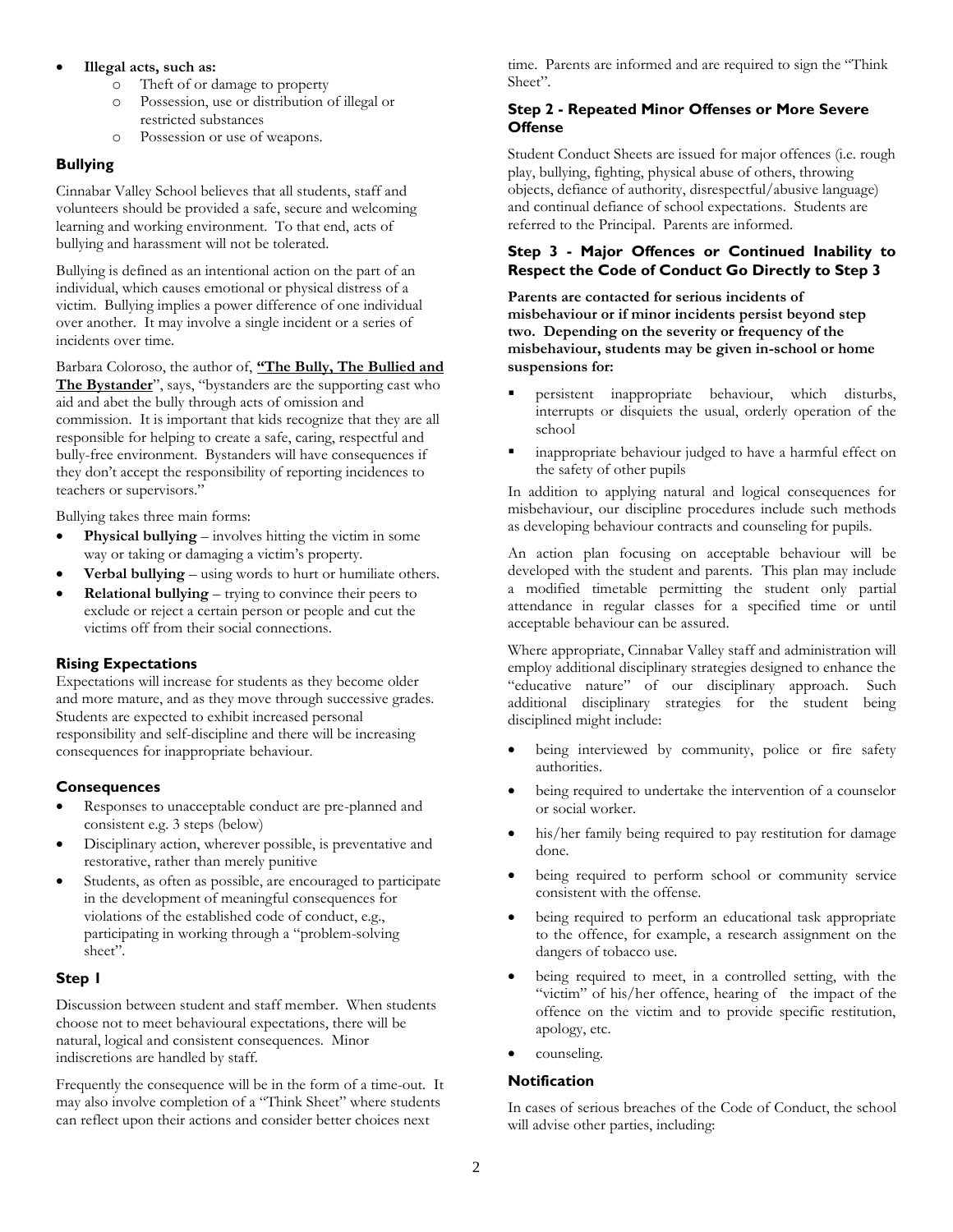- **Illegal acts, such as:**
  - Theft of or damage to property
  - Possession, use or distribution of illegal or restricted substances
  - Possession or use of weapons.

### Bullying

Cinnabar Valley School believes that all students, staff and volunteers should be provided a safe, secure and welcoming learning and working environment. To that end, acts of bullying and harassment will not be tolerated.

Bullying is defined as an intentional action on the part of an individual, which causes emotional or physical distress of a victim. Bullying implies a power difference of one individual over another. It may involve a single incident or a series of incidents over time.

Barbara Coloroso, the author of, **"The Bully, The Bullied and The Bystander"**, says, "bystanders are the supporting cast who aid and abet the bully through acts of omission and commission. It is important that kids recognize that they are all responsible for helping to create a safe, caring, respectful and bully-free environment. Bystanders will have consequences if they don't accept the responsibility of reporting incidences to teachers or supervisors."

Bullying takes three main forms:

- **Physical bullying** – involves hitting the victim in some way or taking or damaging a victim's property.
- **Verbal bullying** – using words to hurt or humiliate others.
- **Relational bullying** – trying to convince their peers to exclude or reject a certain person or people and cut the victims off from their social connections.

### Rising Expectations

Expectations will increase for students as they become older and more mature, and as they move through successive grades. Students are expected to exhibit increased personal responsibility and self-discipline and there will be increasing consequences for inappropriate behaviour.

### Consequences

- Responses to unacceptable conduct are pre-planned and consistent e.g. 3 steps (below)
- Disciplinary action, wherever possible, is preventative and restorative, rather than merely punitive
- Students, as often as possible, are encouraged to participate in the development of meaningful consequences for violations of the established code of conduct, e.g., participating in working through a "problem-solving sheet".

### Step I

Discussion between student and staff member. When students choose not to meet behavioural expectations, there will be natural, logical and consistent consequences. Minor indiscretions are handled by staff.

Frequently the consequence will be in the form of a time-out. It may also involve completion of a "Think Sheet" where students can reflect upon their actions and consider better choices next time. Parents are informed and are required to sign the "Think Sheet".

### Step 2 - Repeated Minor Offenses or More Severe Offense

Student Conduct Sheets are issued for major offences (i.e. rough play, bullying, fighting, physical abuse of others, throwing objects, defiance of authority, disrespectful/abusive language) and continual defiance of school expectations. Students are referred to the Principal. Parents are informed.

### Step 3 - Major Offences or Continued Inability to Respect the Code of Conduct Go Directly to Step 3

**Parents are contacted for serious incidents of misbehaviour or if minor incidents persist beyond step two. Depending on the severity or frequency of the misbehaviour, students may be given in-school or home suspensions for:**

- persistent inappropriate behaviour, which disturbs, interrupts or disquiets the usual, orderly operation of the school
- inappropriate behaviour judged to have a harmful effect on the safety of other pupils

In addition to applying natural and logical consequences for misbehaviour, our discipline procedures include such methods as developing behaviour contracts and counseling for pupils.

An action plan focusing on acceptable behaviour will be developed with the student and parents. This plan may include a modified timetable permitting the student only partial attendance in regular classes for a specified time or until acceptable behaviour can be assured.

Where appropriate, Cinnabar Valley staff and administration will employ additional disciplinary strategies designed to enhance the "educative nature" of our disciplinary approach. Such additional disciplinary strategies for the student being disciplined might include:

- being interviewed by community, police or fire safety authorities.
- being required to undertake the intervention of a counselor or social worker.
- his/her family being required to pay restitution for damage done.
- being required to perform school or community service consistent with the offense.
- being required to perform an educational task appropriate to the offence, for example, a research assignment on the dangers of tobacco use.
- being required to meet, in a controlled setting, with the "victim" of his/her offence, hearing of the impact of the offence on the victim and to provide specific restitution, apology, etc.
- counseling.

### Notification

In cases of serious breaches of the Code of Conduct, the school will advise other parties, including: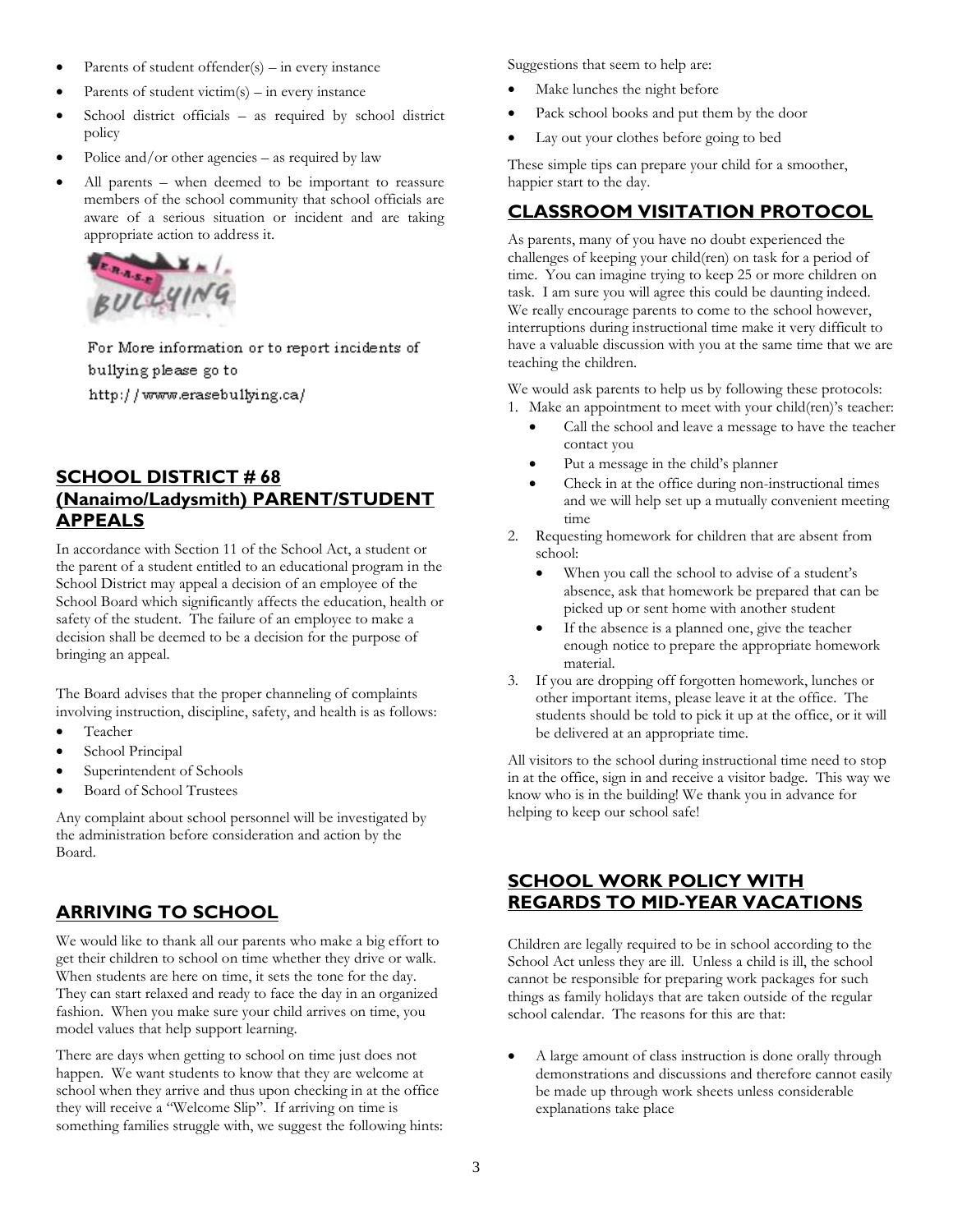- Parents of student offender(s) – in every instance
- Parents of student victim(s) – in every instance
- School district officials – as required by school district policy
- Police and/or other agencies – as required by law
- All parents – when deemed to be important to reassure members of the school community that school officials are aware of a serious situation or incident and are taking appropriate action to address it.

For More information or to report incidents of bullying please go to http://www.erasebullying.ca/

## SCHOOL DISTRICT # 68 (Nanaimo/Ladysmith) PARENT/STUDENT APPEALS

In accordance with Section 11 of the School Act, a student or the parent of a student entitled to an educational program in the School District may appeal a decision of an employee of the School Board which significantly affects the education, health or safety of the student. The failure of an employee to make a decision shall be deemed to be a decision for the purpose of bringing an appeal.

The Board advises that the proper channeling of complaints involving instruction, discipline, safety, and health is as follows:

- Teacher
- School Principal
- Superintendent of Schools
- Board of School Trustees

Any complaint about school personnel will be investigated by the administration before consideration and action by the Board.

## ARRIVING TO SCHOOL

We would like to thank all our parents who make a big effort to get their children to school on time whether they drive or walk. When students are here on time, it sets the tone for the day. They can start relaxed and ready to face the day in an organized fashion. When you make sure your child arrives on time, you model values that help support learning.

There are days when getting to school on time just does not happen. We want students to know that they are welcome at school when they arrive and thus upon checking in at the office they will receive a "Welcome Slip". If arriving on time is something families struggle with, we suggest the following hints:

Suggestions that seem to help are:

- Make lunches the night before
- Pack school books and put them by the door
- Lay out your clothes before going to bed

These simple tips can prepare your child for a smoother, happier start to the day.

## CLASSROOM VISITATION PROTOCOL

As parents, many of you have no doubt experienced the challenges of keeping your child(ren) on task for a period of time. You can imagine trying to keep 25 or more children on task. I am sure you will agree this could be daunting indeed. We really encourage parents to come to the school however, interruptions during instructional time make it very difficult to have a valuable discussion with you at the same time that we are teaching the children.

We would ask parents to help us by following these protocols:

1. Make an appointment to meet with your child(ren)'s teacher:
   - Call the school and leave a message to have the teacher contact you
   - Put a message in the child's planner
   - Check in at the office during non-instructional times and we will help set up a mutually convenient meeting time
2. Requesting homework for children that are absent from school:
   - When you call the school to advise of a student's absence, ask that homework be prepared that can be picked up or sent home with another student
   - If the absence is a planned one, give the teacher enough notice to prepare the appropriate homework material.
3. If you are dropping off forgotten homework, lunches or other important items, please leave it at the office. The students should be told to pick it up at the office, or it will be delivered at an appropriate time.

All visitors to the school during instructional time need to stop in at the office, sign in and receive a visitor badge. This way we know who is in the building! We thank you in advance for helping to keep our school safe!

## SCHOOL WORK POLICY WITH REGARDS TO MID-YEAR VACATIONS

Children are legally required to be in school according to the School Act unless they are ill. Unless a child is ill, the school cannot be responsible for preparing work packages for such things as family holidays that are taken outside of the regular school calendar. The reasons for this are that:

- A large amount of class instruction is done orally through demonstrations and discussions and therefore cannot easily be made up through work sheets unless considerable explanations take place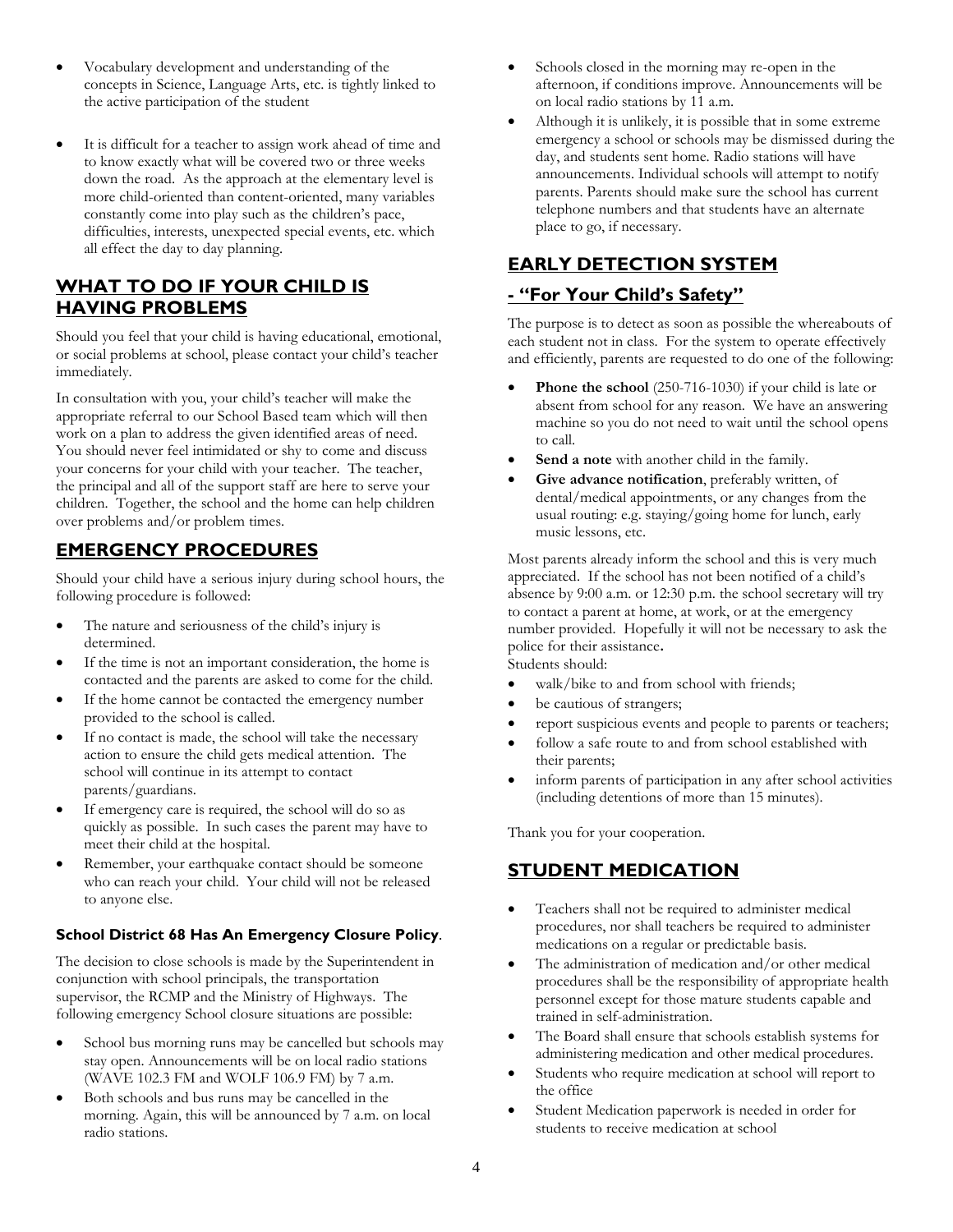- Vocabulary development and understanding of the concepts in Science, Language Arts, etc. is tightly linked to the active participation of the student

- It is difficult for a teacher to assign work ahead of time and to know exactly what will be covered two or three weeks down the road. As the approach at the elementary level is more child-oriented than content-oriented, many variables constantly come into play such as the children's pace, difficulties, interests, unexpected special events, etc. which all effect the day to day planning.

## WHAT TO DO IF YOUR CHILD IS HAVING PROBLEMS

Should you feel that your child is having educational, emotional, or social problems at school, please contact your child's teacher immediately.

In consultation with you, your child's teacher will make the appropriate referral to our School Based team which will then work on a plan to address the given identified areas of need. You should never feel intimidated or shy to come and discuss your concerns for your child with your teacher. The teacher, the principal and all of the support staff are here to serve your children. Together, the school and the home can help children over problems and/or problem times.

## EMERGENCY PROCEDURES

Should your child have a serious injury during school hours, the following procedure is followed:

- The nature and seriousness of the child's injury is determined.
- If the time is not an important consideration, the home is contacted and the parents are asked to come for the child.
- If the home cannot be contacted the emergency number provided to the school is called.
- If no contact is made, the school will take the necessary action to ensure the child gets medical attention. The school will continue in its attempt to contact parents/guardians.
- If emergency care is required, the school will do so as quickly as possible. In such cases the parent may have to meet their child at the hospital.
- Remember, your earthquake contact should be someone who can reach your child. Your child will not be released to anyone else.

### School District 68 Has An Emergency Closure Policy.

The decision to close schools is made by the Superintendent in conjunction with school principals, the transportation supervisor, the RCMP and the Ministry of Highways. The following emergency School closure situations are possible:

- School bus morning runs may be cancelled but schools may stay open. Announcements will be on local radio stations (WAVE 102.3 FM and WOLF 106.9 FM) by 7 a.m.
- Both schools and bus runs may be cancelled in the morning. Again, this will be announced by 7 a.m. on local radio stations.
- Schools closed in the morning may re-open in the afternoon, if conditions improve. Announcements will be on local radio stations by 11 a.m.
- Although it is unlikely, it is possible that in some extreme emergency a school or schools may be dismissed during the day, and students sent home. Radio stations will have announcements. Individual schools will attempt to notify parents. Parents should make sure the school has current telephone numbers and that students have an alternate place to go, if necessary.

## EARLY DETECTION SYSTEM

## - "For Your Child's Safety"

The purpose is to detect as soon as possible the whereabouts of each student not in class. For the system to operate effectively and efficiently, parents are requested to do one of the following:

- **Phone the school** (250-716-1030) if your child is late or absent from school for any reason. We have an answering machine so you do not need to wait until the school opens to call.
- **Send a note** with another child in the family.
- **Give advance notification**, preferably written, of dental/medical appointments, or any changes from the usual routing: e.g. staying/going home for lunch, early music lessons, etc.

Most parents already inform the school and this is very much appreciated. If the school has not been notified of a child's absence by 9:00 a.m. or 12:30 p.m. the school secretary will try to contact a parent at home, at work, or at the emergency number provided. Hopefully it will not be necessary to ask the police for their assistance.

Students should:

- walk/bike to and from school with friends;
- be cautious of strangers;
- report suspicious events and people to parents or teachers;
- follow a safe route to and from school established with their parents;
- inform parents of participation in any after school activities (including detentions of more than 15 minutes).

Thank you for your cooperation.

## STUDENT MEDICATION

- Teachers shall not be required to administer medical procedures, nor shall teachers be required to administer medications on a regular or predictable basis.
- The administration of medication and/or other medical procedures shall be the responsibility of appropriate health personnel except for those mature students capable and trained in self-administration.
- The Board shall ensure that schools establish systems for administering medication and other medical procedures.
- Students who require medication at school will report to the office
- Student Medication paperwork is needed in order for students to receive medication at school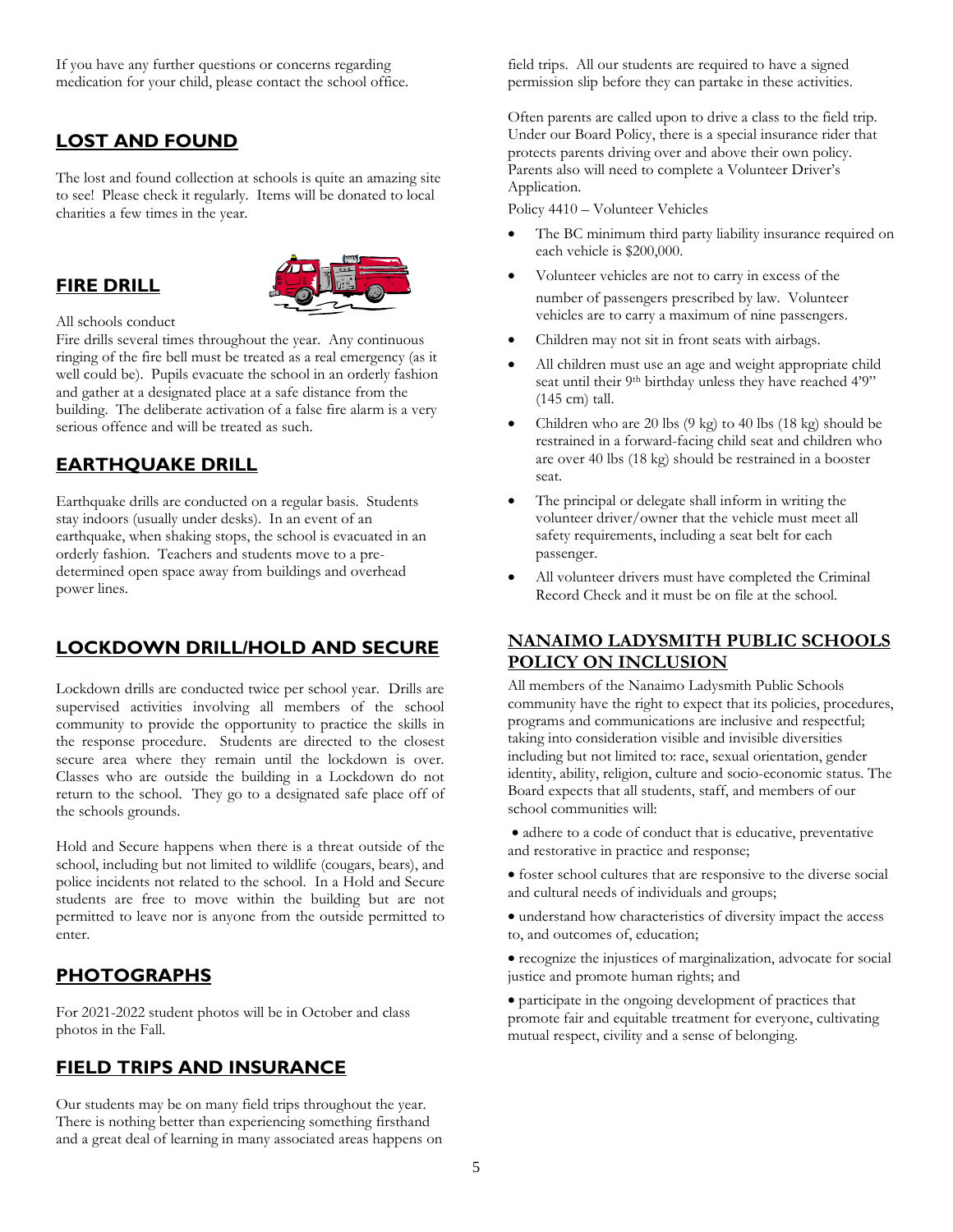If you have any further questions or concerns regarding medication for your child, please contact the school office.

## LOST AND FOUND

The lost and found collection at schools is quite an amazing site to see! Please check it regularly. Items will be donated to local charities a few times in the year.

## FIRE DRILL

All schools conduct Fire drills several times throughout the year. Any continuous ringing of the fire bell must be treated as a real emergency (as it well could be). Pupils evacuate the school in an orderly fashion and gather at a designated place at a safe distance from the building. The deliberate activation of a false fire alarm is a very serious offence and will be treated as such.

## EARTHQUAKE DRILL

Earthquake drills are conducted on a regular basis. Students stay indoors (usually under desks). In an event of an earthquake, when shaking stops, the school is evacuated in an orderly fashion. Teachers and students move to a pre-determined open space away from buildings and overhead power lines.

## LOCKDOWN DRILL/HOLD AND SECURE

Lockdown drills are conducted twice per school year. Drills are supervised activities involving all members of the school community to provide the opportunity to practice the skills in the response procedure. Students are directed to the closest secure area where they remain until the lockdown is over. Classes who are outside the building in a Lockdown do not return to the school. They go to a designated safe place off of the schools grounds.

Hold and Secure happens when there is a threat outside of the school, including but not limited to wildlife (cougars, bears), and police incidents not related to the school. In a Hold and Secure students are free to move within the building but are not permitted to leave nor is anyone from the outside permitted to enter.

## PHOTOGRAPHS

For 2021-2022 student photos will be in October and class photos in the Fall.

## FIELD TRIPS AND INSURANCE

Our students may be on many field trips throughout the year. There is nothing better than experiencing something firsthand and a great deal of learning in many associated areas happens on field trips. All our students are required to have a signed permission slip before they can partake in these activities.

Often parents are called upon to drive a class to the field trip. Under our Board Policy, there is a special insurance rider that protects parents driving over and above their own policy. Parents also will need to complete a Volunteer Driver's Application.

Policy 4410 – Volunteer Vehicles

- The BC minimum third party liability insurance required on each vehicle is $200,000.
- Volunteer vehicles are not to carry in excess of the number of passengers prescribed by law. Volunteer vehicles are to carry a maximum of nine passengers.
- Children may not sit in front seats with airbags.
- All children must use an age and weight appropriate child seat until their 9th birthday unless they have reached 4'9" (145 cm) tall.
- Children who are 20 lbs (9 kg) to 40 lbs (18 kg) should be restrained in a forward-facing child seat and children who are over 40 lbs (18 kg) should be restrained in a booster seat.
- The principal or delegate shall inform in writing the volunteer driver/owner that the vehicle must meet all safety requirements, including a seat belt for each passenger.
- All volunteer drivers must have completed the Criminal Record Check and it must be on file at the school.

## NANAIMO LADYSMITH PUBLIC SCHOOLS POLICY ON INCLUSION

All members of the Nanaimo Ladysmith Public Schools community have the right to expect that its policies, procedures, programs and communications are inclusive and respectful; taking into consideration visible and invisible diversities including but not limited to: race, sexual orientation, gender identity, ability, religion, culture and socio-economic status. The Board expects that all students, staff, and members of our school communities will:

- adhere to a code of conduct that is educative, preventative and restorative in practice and response;
- foster school cultures that are responsive to the diverse social and cultural needs of individuals and groups;
- understand how characteristics of diversity impact the access to, and outcomes of, education;
- recognize the injustices of marginalization, advocate for social justice and promote human rights; and
- participate in the ongoing development of practices that promote fair and equitable treatment for everyone, cultivating mutual respect, civility and a sense of belonging.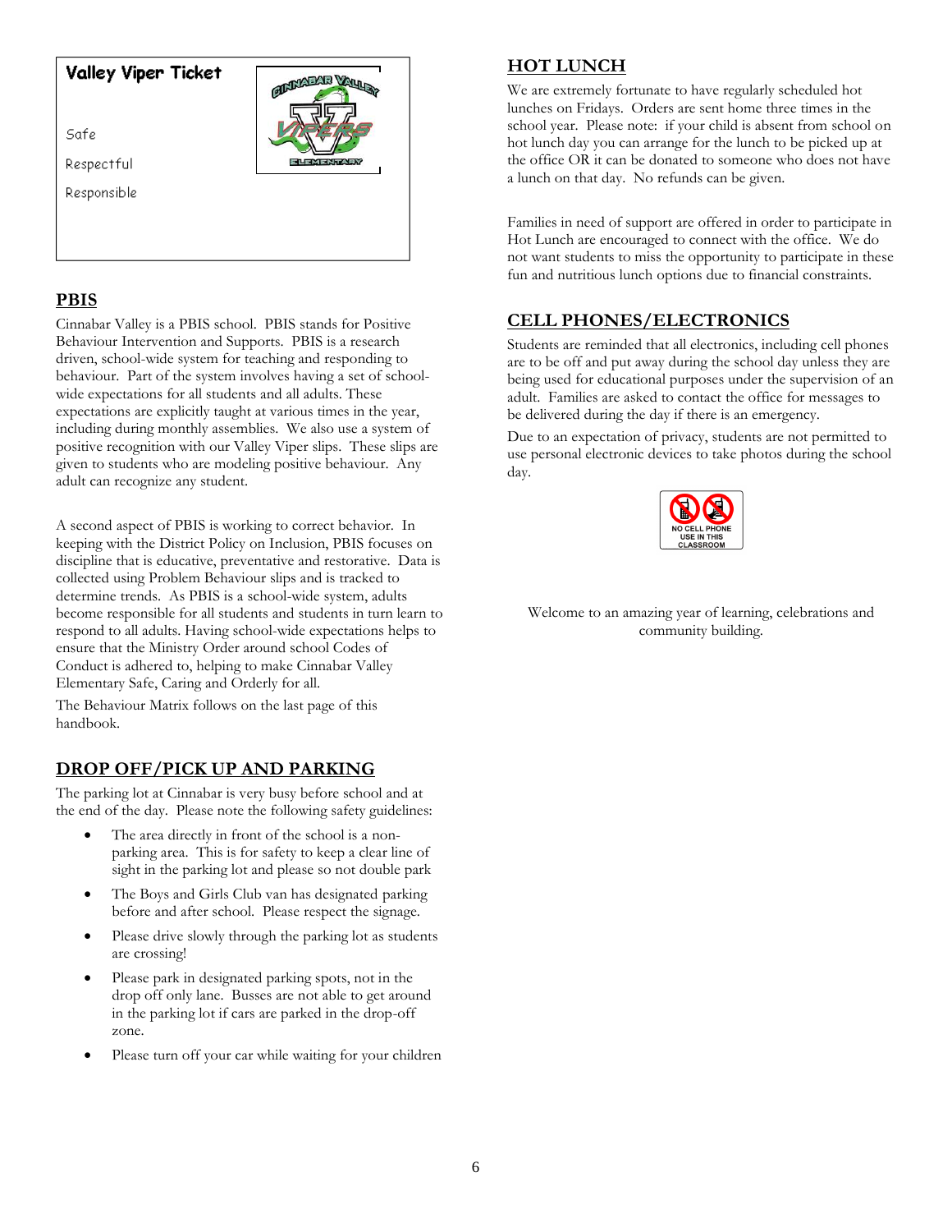**Valley Viper Ticket**

Safe

Respectful

Responsible

## PBIS

Cinnabar Valley is a PBIS school. PBIS stands for Positive Behaviour Intervention and Supports. PBIS is a research driven, school-wide system for teaching and responding to behaviour. Part of the system involves having a set of school-wide expectations for all students and all adults. These expectations are explicitly taught at various times in the year, including during monthly assemblies. We also use a system of positive recognition with our Valley Viper slips. These slips are given to students who are modeling positive behaviour. Any adult can recognize any student.

A second aspect of PBIS is working to correct behavior. In keeping with the District Policy on Inclusion, PBIS focuses on discipline that is educative, preventative and restorative. Data is collected using Problem Behaviour slips and is tracked to determine trends. As PBIS is a school-wide system, adults become responsible for all students and students in turn learn to respond to all adults. Having school-wide expectations helps to ensure that the Ministry Order around school Codes of Conduct is adhered to, helping to make Cinnabar Valley Elementary Safe, Caring and Orderly for all.

The Behaviour Matrix follows on the last page of this handbook.

## DROP OFF/PICK UP AND PARKING

The parking lot at Cinnabar is very busy before school and at the end of the day. Please note the following safety guidelines:

- The area directly in front of the school is a non-parking area. This is for safety to keep a clear line of sight in the parking lot and please so not double park
- The Boys and Girls Club van has designated parking before and after school. Please respect the signage.
- Please drive slowly through the parking lot as students are crossing!
- Please park in designated parking spots, not in the drop off only lane. Busses are not able to get around in the parking lot if cars are parked in the drop-off zone.
- Please turn off your car while waiting for your children

## HOT LUNCH

We are extremely fortunate to have regularly scheduled hot lunches on Fridays. Orders are sent home three times in the school year. Please note: if your child is absent from school on hot lunch day you can arrange for the lunch to be picked up at the office OR it can be donated to someone who does not have a lunch on that day. No refunds can be given.

Families in need of support are offered in order to participate in Hot Lunch are encouraged to connect with the office. We do not want students to miss the opportunity to participate in these fun and nutritious lunch options due to financial constraints.

## CELL PHONES/ELECTRONICS

Students are reminded that all electronics, including cell phones are to be off and put away during the school day unless they are being used for educational purposes under the supervision of an adult. Families are asked to contact the office for messages to be delivered during the day if there is an emergency.

Due to an expectation of privacy, students are not permitted to use personal electronic devices to take photos during the school day.

NO CELL PHONE USE IN THIS CLASSROOM

Welcome to an amazing year of learning, celebrations and community building.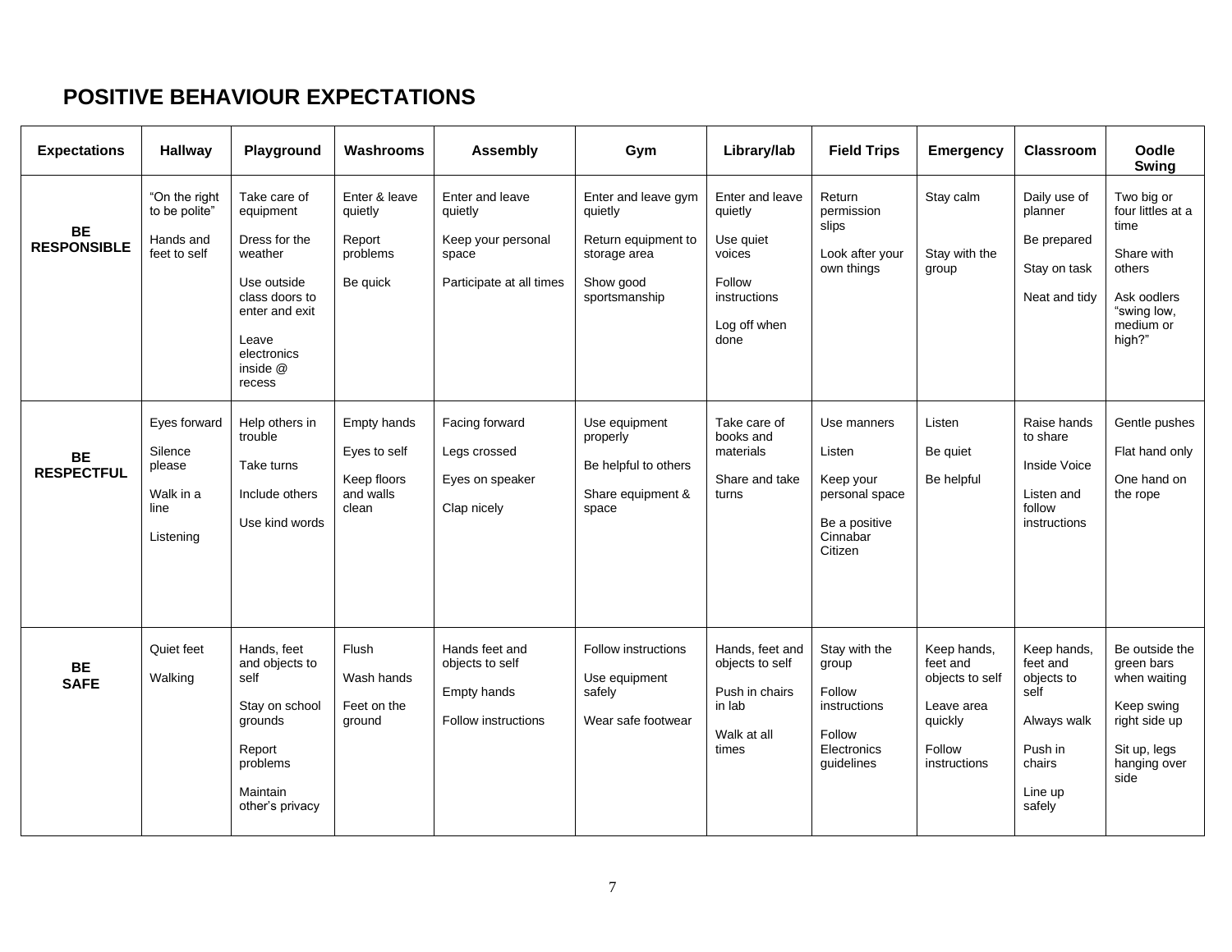## POSITIVE BEHAVIOUR EXPECTATIONS

| Expectations | Hallway | Playground | Washrooms | Assembly | Gym | Library/lab | Field Trips | Emergency | Classroom | Oodle Swing |
|---|---|---|---|---|---|---|---|---|---|---|
| **BE RESPONSIBLE** | "On the right to be polite"<br><br>Hands and feet to self | Take care of equipment<br><br>Dress for the weather<br><br>Use outside class doors to enter and exit<br><br>Leave electronics inside @ recess | Enter & leave quietly<br><br>Report problems<br><br>Be quick | Enter and leave quietly<br><br>Keep your personal space<br><br>Participate at all times | Enter and leave gym quietly<br><br>Return equipment to storage area<br><br>Show good sportsmanship | Enter and leave quietly<br><br>Use quiet voices<br><br>Follow instructions<br><br>Log off when done | Return permission slips<br><br>Look after your own things | Stay calm<br><br>Stay with the group | Daily use of planner<br><br>Be prepared<br><br>Stay on task<br><br>Neat and tidy | Two big or four littles at a time<br><br>Share with others<br><br>Ask oodlers "swing low, medium or high?" |
| **BE RESPECTFUL** | Eyes forward<br><br>Silence please<br><br>Walk in a line<br><br>Listening | Help others in trouble<br><br>Take turns<br><br>Include others<br><br>Use kind words | Empty hands<br><br>Eyes to self<br><br>Keep floors and walls clean | Facing forward<br><br>Legs crossed<br><br>Eyes on speaker<br><br>Clap nicely | Use equipment properly<br><br>Be helpful to others<br><br>Share equipment & space | Take care of books and materials<br><br>Share and take turns | Use manners<br><br>Listen<br><br>Keep your personal space<br><br>Be a positive Cinnabar Citizen | Listen<br><br>Be quiet<br><br>Be helpful | Raise hands to share<br><br>Inside Voice<br><br>Listen and follow instructions | Gentle pushes<br><br>Flat hand only<br><br>One hand on the rope |
| **BE SAFE** | Quiet feet<br><br>Walking | Hands, feet and objects to self<br><br>Stay on school grounds<br><br>Report problems<br><br>Maintain other's privacy | Flush<br><br>Wash hands<br><br>Feet on the ground | Hands feet and objects to self<br><br>Empty hands<br><br>Follow instructions | Follow instructions<br><br>Use equipment safely<br><br>Wear safe footwear | Hands, feet and objects to self<br><br>Push in chairs in lab<br><br>Walk at all times | Stay with the group<br><br>Follow instructions<br><br>Follow Electronics guidelines | Keep hands, feet and objects to self<br><br>Leave area quickly<br><br>Follow instructions | Keep hands, feet and objects to self<br><br>Always walk<br><br>Push in chairs<br><br>Line up safely | Be outside the green bars when waiting<br><br>Keep swing right side up<br><br>Sit up, legs hanging over side |